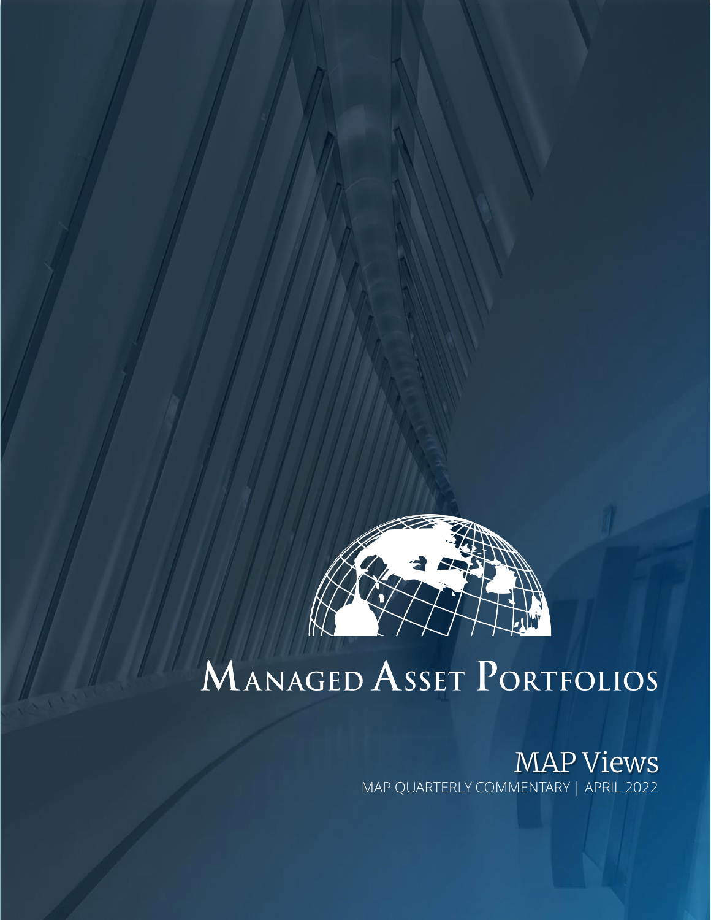# Managed Asset Portfolios

## MAP Views

MAP QUARTERLY COMMENTARY | APRIL 2022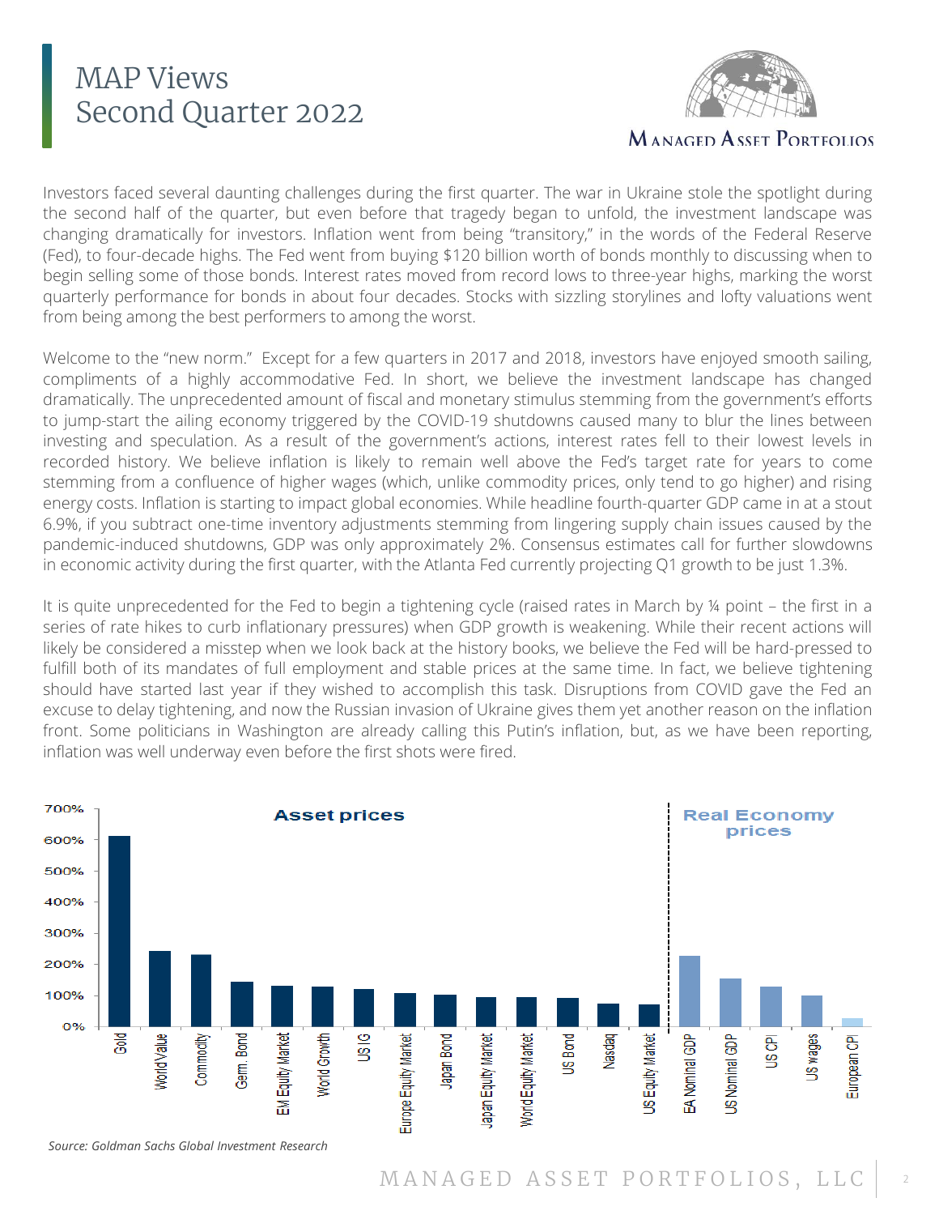# MAP Views
# Second Quarter 2022

Investors faced several daunting challenges during the first quarter. The war in Ukraine stole the spotlight during the second half of the quarter, but even before that tragedy began to unfold, the investment landscape was changing dramatically for investors. Inflation went from being "transitory," in the words of the Federal Reserve (Fed), to four-decade highs. The Fed went from buying $120 billion worth of bonds monthly to discussing when to begin selling some of those bonds. Interest rates moved from record lows to three-year highs, marking the worst quarterly performance for bonds in about four decades. Stocks with sizzling storylines and lofty valuations went from being among the best performers to among the worst.

Welcome to the "new norm." Except for a few quarters in 2017 and 2018, investors have enjoyed smooth sailing, compliments of a highly accommodative Fed. In short, we believe the investment landscape has changed dramatically. The unprecedented amount of fiscal and monetary stimulus stemming from the government's efforts to jump-start the ailing economy triggered by the COVID-19 shutdowns caused many to blur the lines between investing and speculation. As a result of the government's actions, interest rates fell to their lowest levels in recorded history. We believe inflation is likely to remain well above the Fed's target rate for years to come stemming from a confluence of higher wages (which, unlike commodity prices, only tend to go higher) and rising energy costs. Inflation is starting to impact global economies. While headline fourth-quarter GDP came in at a stout 6.9%, if you subtract one-time inventory adjustments stemming from lingering supply chain issues caused by the pandemic-induced shutdowns, GDP was only approximately 2%. Consensus estimates call for further slowdowns in economic activity during the first quarter, with the Atlanta Fed currently projecting Q1 growth to be just 1.3%.

It is quite unprecedented for the Fed to begin a tightening cycle (raised rates in March by ¼ point – the first in a series of rate hikes to curb inflationary pressures) when GDP growth is weakening. While their recent actions will likely be considered a misstep when we look back at the history books, we believe the Fed will be hard-pressed to fulfill both of its mandates of full employment and stable prices at the same time. In fact, we believe tightening should have started last year if they wished to accomplish this task. Disruptions from COVID gave the Fed an excuse to delay tightening, and now the Russian invasion of Ukraine gives them yet another reason on the inflation front. Some politicians in Washington are already calling this Putin's inflation, but, as we have been reporting, inflation was well underway even before the first shots were fired.

Asset prices

Real Economy prices

700%
600%
500%
400%
300%
200%
100%
0%

Gold, World Value, Commodity, Germ. Bond, EM Equity Market, World Growth, US IG, Europe Equity Market, Japan Bond, Japan Equity Market, World Equity Market, US Bond, Nasdaq, US Equity Market, EA Nominal GDP, US Nominal GDP, US CPI, US wages, European CPI

*Source: Goldman Sachs Global Investment Research*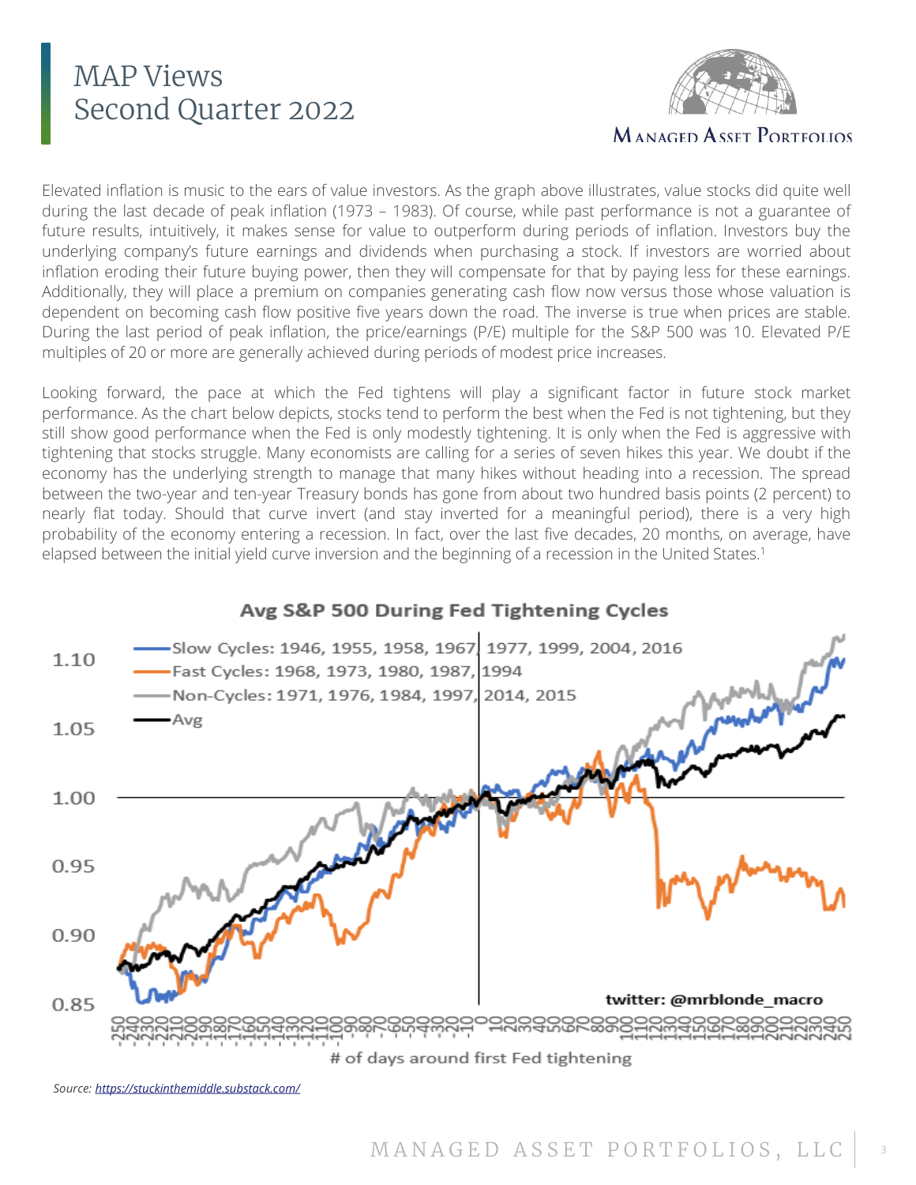# MAP Views
# Second Quarter 2022

Elevated inflation is music to the ears of value investors. As the graph above illustrates, value stocks did quite well during the last decade of peak inflation (1973 – 1983). Of course, while past performance is not a guarantee of future results, intuitively, it makes sense for value to outperform during periods of inflation. Investors buy the underlying company's future earnings and dividends when purchasing a stock. If investors are worried about inflation eroding their future buying power, then they will compensate for that by paying less for these earnings. Additionally, they will place a premium on companies generating cash flow now versus those whose valuation is dependent on becoming cash flow positive five years down the road. The inverse is true when prices are stable. During the last period of peak inflation, the price/earnings (P/E) multiple for the S&P 500 was 10. Elevated P/E multiples of 20 or more are generally achieved during periods of modest price increases.

Looking forward, the pace at which the Fed tightens will play a significant factor in future stock market performance. As the chart below depicts, stocks tend to perform the best when the Fed is not tightening, but they still show good performance when the Fed is only modestly tightening. It is only when the Fed is aggressive with tightening that stocks struggle. Many economists are calling for a series of seven hikes this year. We doubt if the economy has the underlying strength to manage that many hikes without heading into a recession. The spread between the two-year and ten-year Treasury bonds has gone from about two hundred basis points (2 percent) to nearly flat today. Should that curve invert (and stay inverted for a meaningful period), there is a very high probability of the economy entering a recession. In fact, over the last five decades, 20 months, on average, have elapsed between the initial yield curve inversion and the beginning of a recession in the United States.[1]

Avg S&P 500 During Fed Tightening Cycles

Slow Cycles: 1946, 1955, 1958, 1967, 1977, 1999, 2004, 2016

Fast Cycles: 1968, 1973, 1980, 1987, 1994

Non-Cycles: 1971, 1976, 1984, 1997, 2014, 2015

Avg

1.10

1.05

1.00

0.95

0.90

0.85

twitter: @mrblonde_macro

-250 -240 -230 -220 -210 -200 -190 -180 -170 -160 -150 -140 -130 -120 -110 -100 -90 -80 -70 -60 -50 -40 -30 -20 -10 0 10 20 30 40 50 60 70 80 90 100 110 120 130 140 150 160 170 180 190 200 210 220 230 240 250

# of days around first Fed tightening

*Source: https://stuckinthemiddle.substack.com/*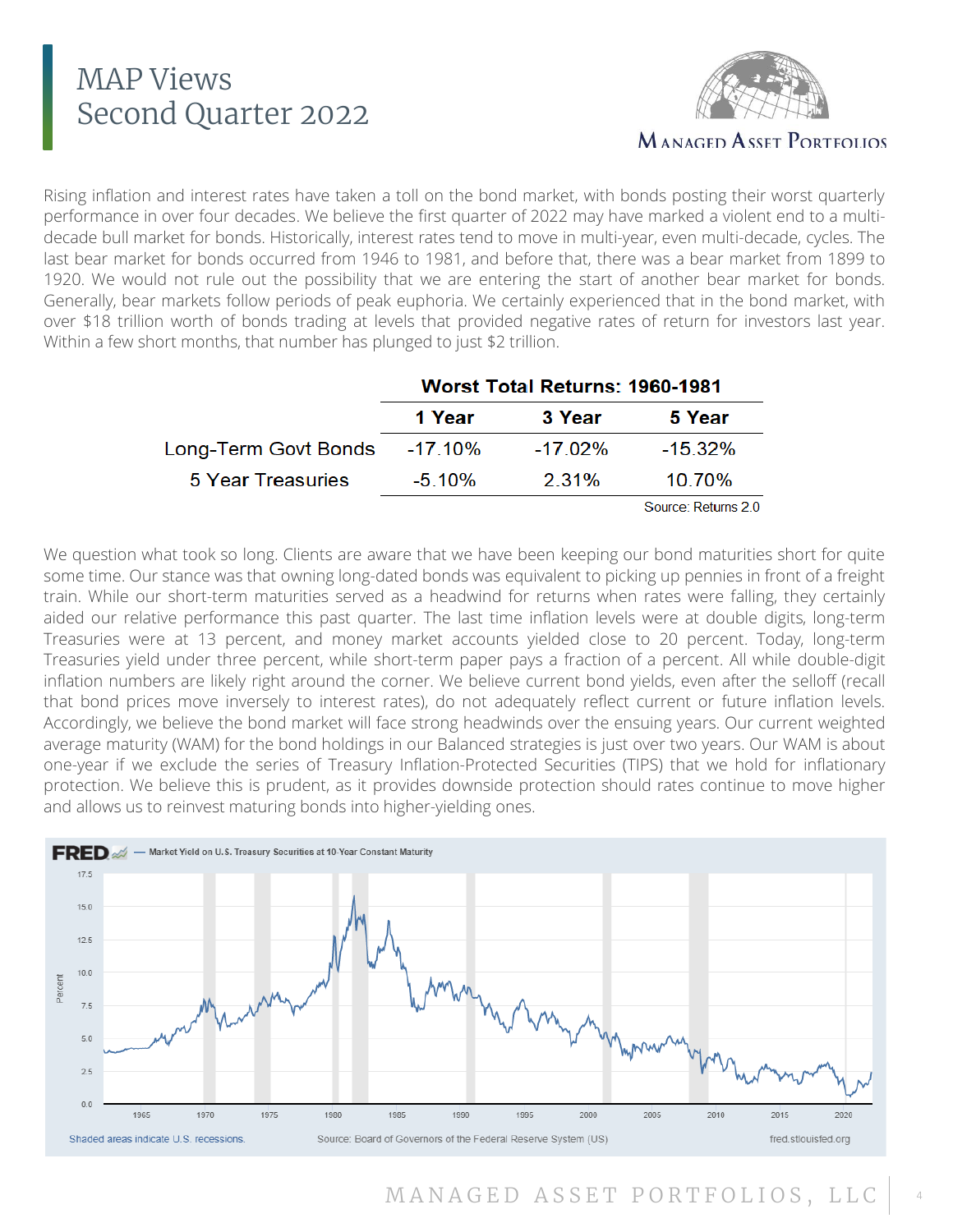# MAP Views Second Quarter 2022

Rising inflation and interest rates have taken a toll on the bond market, with bonds posting their worst quarterly performance in over four decades. We believe the first quarter of 2022 may have marked a violent end to a multi-decade bull market for bonds. Historically, interest rates tend to move in multi-year, even multi-decade, cycles. The last bear market for bonds occurred from 1946 to 1981, and before that, there was a bear market from 1899 to 1920. We would not rule out the possibility that we are entering the start of another bear market for bonds. Generally, bear markets follow periods of peak euphoria. We certainly experienced that in the bond market, with over $18 trillion worth of bonds trading at levels that provided negative rates of return for investors last year. Within a few short months, that number has plunged to just $2 trillion.

| | Worst Total Returns: 1960-1981 | | |
|---|---|---|---|
| | **1 Year** | **3 Year** | **5 Year** |
| Long-Term Govt Bonds | -17.10% | -17.02% | -15.32% |
| 5 Year Treasuries | -5.10% | 2.31% | 10.70% |

Source: Returns 2.0

We question what took so long. Clients are aware that we have been keeping our bond maturities short for quite some time. Our stance was that owning long-dated bonds was equivalent to picking up pennies in front of a freight train. While our short-term maturities served as a headwind for returns when rates were falling, they certainly aided our relative performance this past quarter. The last time inflation levels were at double digits, long-term Treasuries were at 13 percent, and money market accounts yielded close to 20 percent. Today, long-term Treasuries yield under three percent, while short-term paper pays a fraction of a percent. All while double-digit inflation numbers are likely right around the corner. We believe current bond yields, even after the selloff (recall that bond prices move inversely to interest rates), do not adequately reflect current or future inflation levels. Accordingly, we believe the bond market will face strong headwinds over the ensuing years. Our current weighted average maturity (WAM) for the bond holdings in our Balanced strategies is just over two years. Our WAM is about one-year if we exclude the series of Treasury Inflation-Protected Securities (TIPS) that we hold for inflationary protection. We believe this is prudent, as it provides downside protection should rates continue to move higher and allows us to reinvest maturing bonds into higher-yielding ones.

FRED — Market Yield on U.S. Treasury Securities at 10-Year Constant Maturity

Shaded areas indicate U.S. recessions. Source: Board of Governors of the Federal Reserve System (US) fred.stlouisfed.org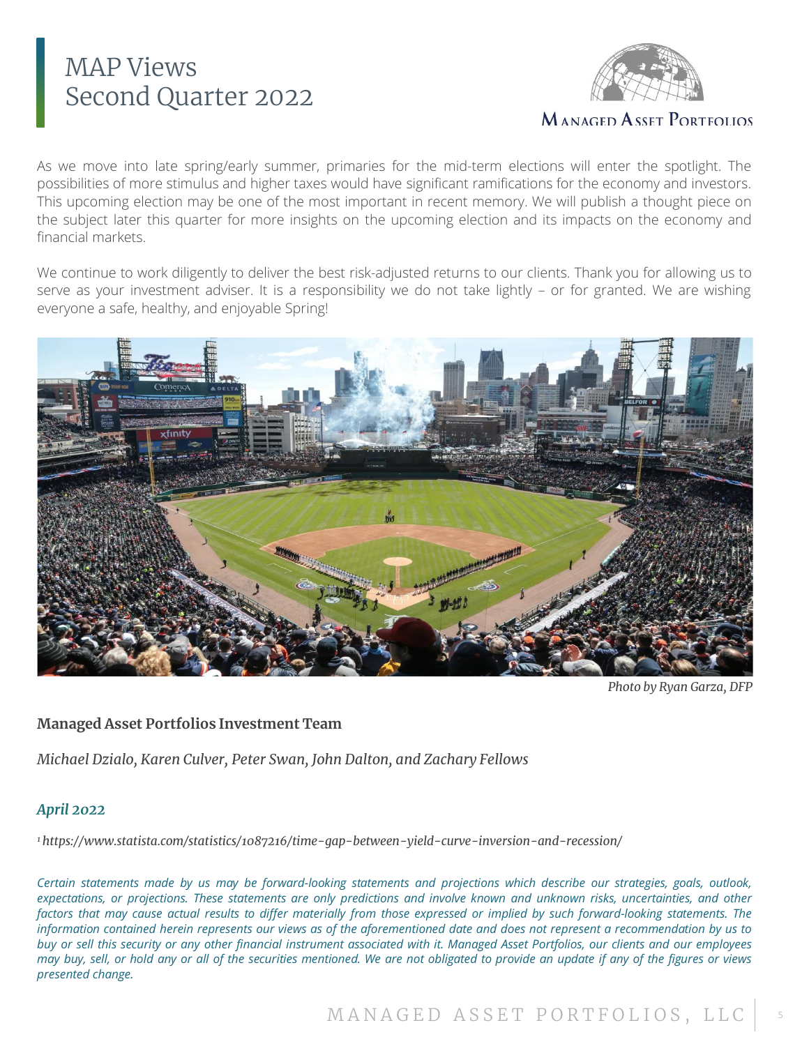# MAP Views
# Second Quarter 2022

As we move into late spring/early summer, primaries for the mid-term elections will enter the spotlight. The possibilities of more stimulus and higher taxes would have significant ramifications for the economy and investors. This upcoming election may be one of the most important in recent memory. We will publish a thought piece on the subject later this quarter for more insights on the upcoming election and its impacts on the economy and financial markets.

We continue to work diligently to deliver the best risk-adjusted returns to our clients. Thank you for allowing us to serve as your investment adviser. It is a responsibility we do not take lightly – or for granted. We are wishing everyone a safe, healthy, and enjoyable Spring!

*Photo by Ryan Garza, DFP*

**Managed Asset Portfolios Investment Team**

*Michael Dzialo, Karen Culver, Peter Swan, John Dalton, and Zachary Fellows*

***April 2022***

*[1] https://www.statista.com/statistics/1087216/time-gap-between-yield-curve-inversion-and-recession/*

*Certain statements made by us may be forward-looking statements and projections which describe our strategies, goals, outlook, expectations, or projections. These statements are only predictions and involve known and unknown risks, uncertainties, and other factors that may cause actual results to differ materially from those expressed or implied by such forward-looking statements. The information contained herein represents our views as of the aforementioned date and does not represent a recommendation by us to buy or sell this security or any other financial instrument associated with it. Managed Asset Portfolios, our clients and our employees may buy, sell, or hold any or all of the securities mentioned. We are not obligated to provide an update if any of the figures or views presented change.*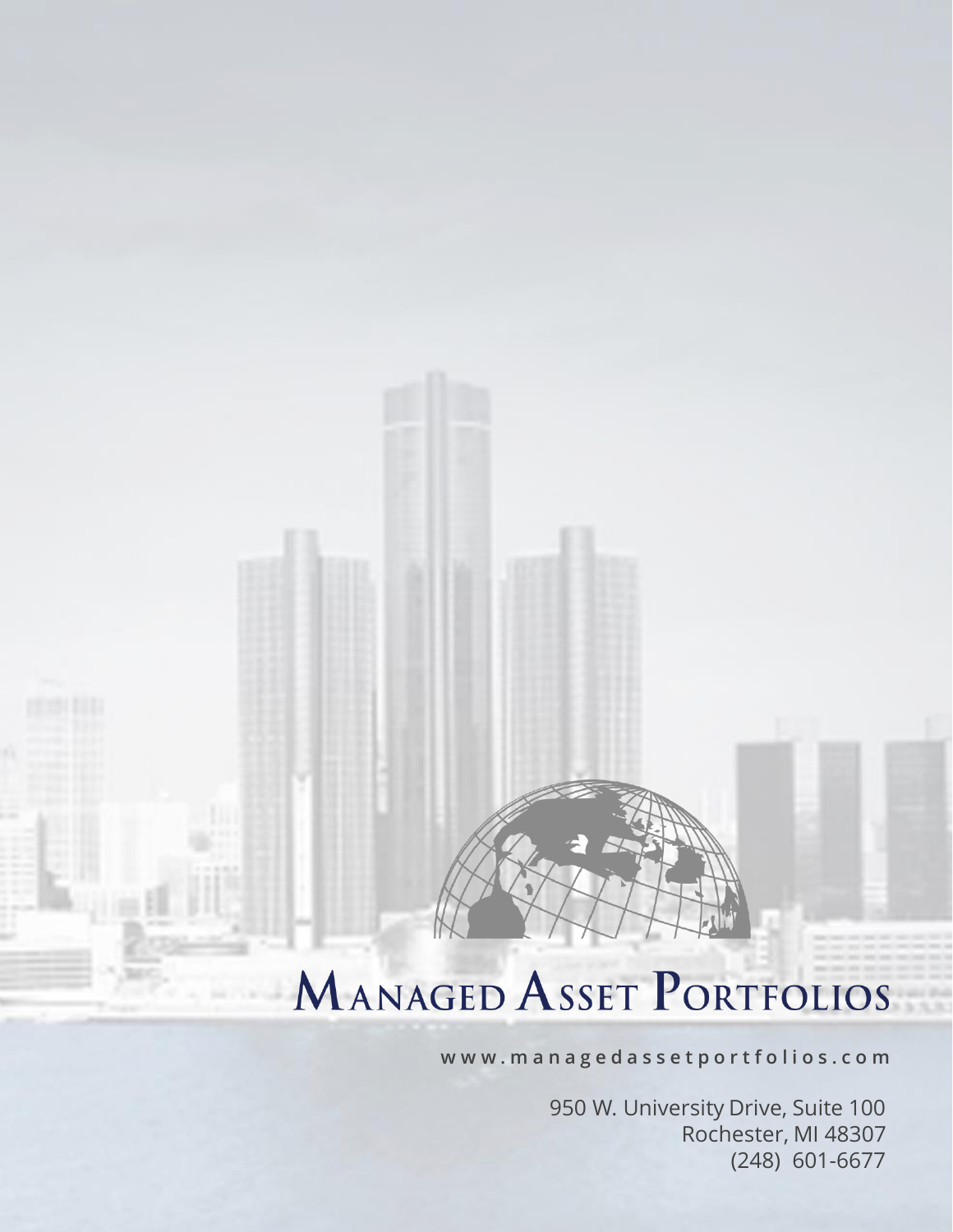# Managed Asset Portfolios

www.managedassetportfolios.com

950 W. University Drive, Suite 100
Rochester, MI 48307
(248) 601-6677